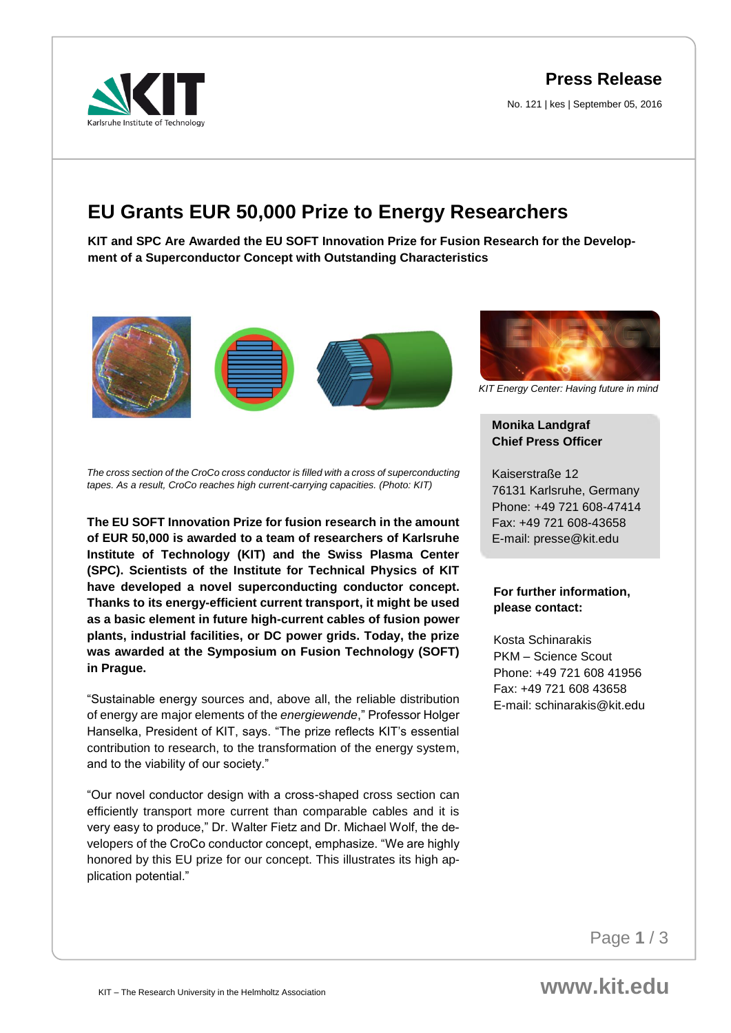**Press Release**

No. 121 | kes | September 05, 2016

# EU Grants EUR 50,000 Prize to Energy Researchers

**KIT and SPC Are Awarded the EU SOFT Innovation Prize for Fusion Research for the Development of a Superconductor Concept with Outstanding Characteristics**

*The cross section of the CroCo cross conductor is filled with a cross of superconducting tapes. As a result, CroCo reaches high current-carrying capacities. (Photo: KIT)*

**The EU SOFT Innovation Prize for fusion research in the amount of EUR 50,000 is awarded to a team of researchers of Karlsruhe Institute of Technology (KIT) and the Swiss Plasma Center (SPC). Scientists of the Institute for Technical Physics of KIT have developed a novel superconducting conductor concept. Thanks to its energy-efficient current transport, it might be used as a basic element in future high-current cables of fusion power plants, industrial facilities, or DC power grids. Today, the prize was awarded at the Symposium on Fusion Technology (SOFT) in Prague.**

“Sustainable energy sources and, above all, the reliable distribution of energy are major elements of the *energiewende*,” Professor Holger Hanselka, President of KIT, says. “The prize reflects KIT’s essential contribution to research, to the transformation of the energy system, and to the viability of our society.”

“Our novel conductor design with a cross-shaped cross section can efficiently transport more current than comparable cables and it is very easy to produce,” Dr. Walter Fietz and Dr. Michael Wolf, the developers of the CroCo conductor concept, emphasize. “We are highly honored by this EU prize for our concept. This illustrates its high application potential.”

*KIT Energy Center: Having future in mind*

**Monika Landgraf**
**Chief Press Officer**

Kaiserstraße 12
76131 Karlsruhe, Germany
Phone: +49 721 608-47414
Fax: +49 721 608-43658
E-mail: presse@kit.edu

**For further information, please contact:**

Kosta Schinarakis
PKM – Science Scout
Phone: +49 721 608 41956
Fax: +49 721 608 43658
E-mail: schinarakis@kit.edu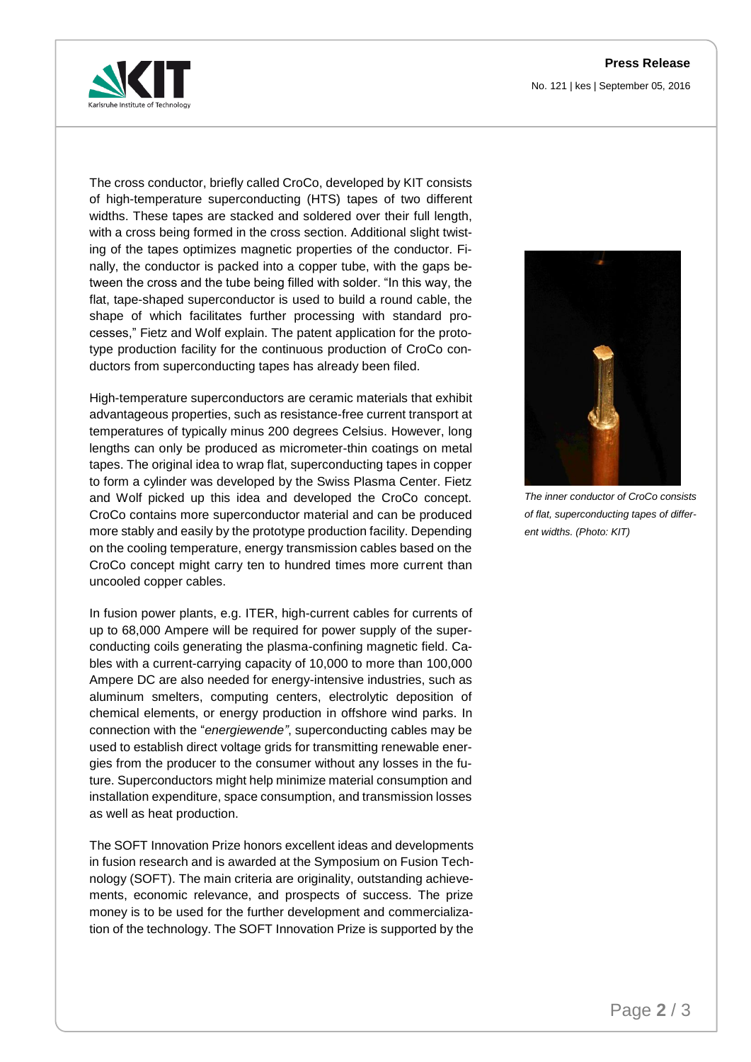The cross conductor, briefly called CroCo, developed by KIT consists of high-temperature superconducting (HTS) tapes of two different widths. These tapes are stacked and soldered over their full length, with a cross being formed in the cross section. Additional slight twisting of the tapes optimizes magnetic properties of the conductor. Finally, the conductor is packed into a copper tube, with the gaps between the cross and the tube being filled with solder. "In this way, the flat, tape-shaped superconductor is used to build a round cable, the shape of which facilitates further processing with standard processes," Fietz and Wolf explain. The patent application for the prototype production facility for the continuous production of CroCo conductors from superconducting tapes has already been filed.

*The inner conductor of CroCo consists of flat, superconducting tapes of different widths. (Photo: KIT)*

High-temperature superconductors are ceramic materials that exhibit advantageous properties, such as resistance-free current transport at temperatures of typically minus 200 degrees Celsius. However, long lengths can only be produced as micrometer-thin coatings on metal tapes. The original idea to wrap flat, superconducting tapes in copper to form a cylinder was developed by the Swiss Plasma Center. Fietz and Wolf picked up this idea and developed the CroCo concept. CroCo contains more superconductor material and can be produced more stably and easily by the prototype production facility. Depending on the cooling temperature, energy transmission cables based on the CroCo concept might carry ten to hundred times more current than uncooled copper cables.

In fusion power plants, e.g. ITER, high-current cables for currents of up to 68,000 Ampere will be required for power supply of the superconducting coils generating the plasma-confining magnetic field. Cables with a current-carrying capacity of 10,000 to more than 100,000 Ampere DC are also needed for energy-intensive industries, such as aluminum smelters, computing centers, electrolytic deposition of chemical elements, or energy production in offshore wind parks. In connection with the "*energiewende"*, superconducting cables may be used to establish direct voltage grids for transmitting renewable energies from the producer to the consumer without any losses in the future. Superconductors might help minimize material consumption and installation expenditure, space consumption, and transmission losses as well as heat production.

The SOFT Innovation Prize honors excellent ideas and developments in fusion research and is awarded at the Symposium on Fusion Technology (SOFT). The main criteria are originality, outstanding achievements, economic relevance, and prospects of success. The prize money is to be used for the further development and commercialization of the technology. The SOFT Innovation Prize is supported by the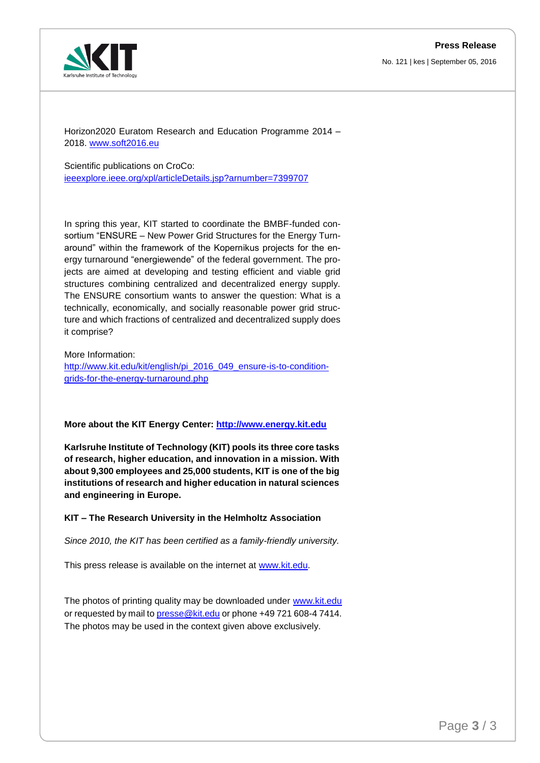Horizon2020 Euratom Research and Education Programme 2014 – 2018. www.soft2016.eu

Scientific publications on CroCo:
ieeexplore.ieee.org/xpl/articleDetails.jsp?arnumber=7399707

In spring this year, KIT started to coordinate the BMBF-funded consortium "ENSURE – New Power Grid Structures for the Energy Turnaround" within the framework of the Kopernikus projects for the energy turnaround "energiewende" of the federal government. The projects are aimed at developing and testing efficient and viable grid structures combining centralized and decentralized energy supply. The ENSURE consortium wants to answer the question: What is a technically, economically, and socially reasonable power grid structure and which fractions of centralized and decentralized supply does it comprise?

More Information:
http://www.kit.edu/kit/english/pi_2016_049_ensure-is-to-condition-grids-for-the-energy-turnaround.php

**More about the KIT Energy Center: http://www.energy.kit.edu**

**Karlsruhe Institute of Technology (KIT) pools its three core tasks of research, higher education, and innovation in a mission. With about 9,300 employees and 25,000 students, KIT is one of the big institutions of research and higher education in natural sciences and engineering in Europe.**

**KIT – The Research University in the Helmholtz Association**

*Since 2010, the KIT has been certified as a family-friendly university.*

This press release is available on the internet at www.kit.edu.

The photos of printing quality may be downloaded under www.kit.edu or requested by mail to presse@kit.edu or phone +49 721 608-4 7414. The photos may be used in the context given above exclusively.